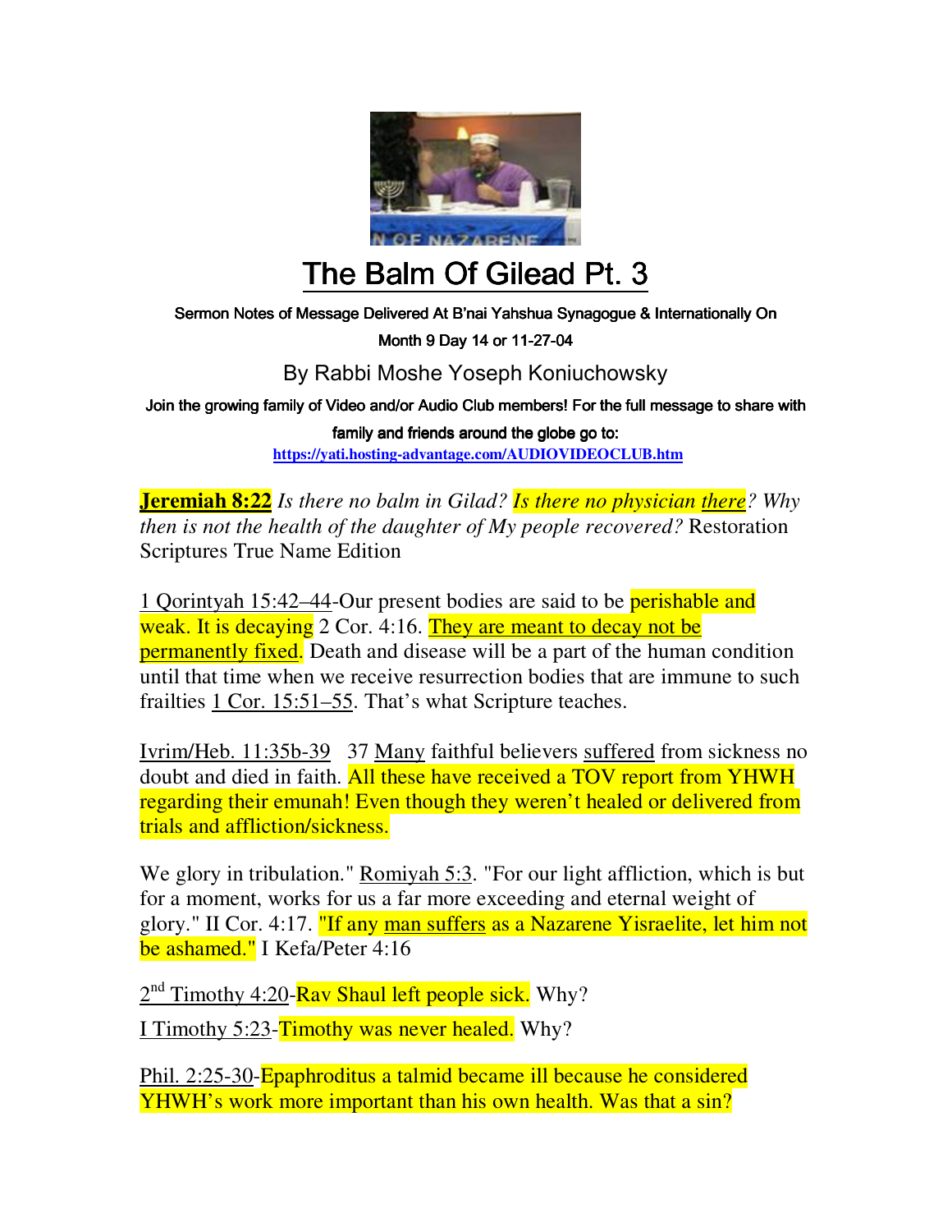# The Balm Of Gilead Pt. 3

Sermon Notes of Message Delivered At B'nai Yahshua Synagogue & Internationally On Month 9 Day 14 or 11-27-04

By Rabbi Moshe Yoseph Koniuchowsky

Join the growing family of Video and/or Audio Club members! For the full message to share with family and friends around the globe go to:
https://yati.hosting-advantage.com/AUDIOVIDEOCLUB.htm

**Jeremiah 8:22** *Is there no balm in Gilad? Is there no physician there? Why then is not the health of the daughter of My people recovered?* Restoration Scriptures True Name Edition

1 Qorintyah 15:42–44-Our present bodies are said to be perishable and weak. It is decaying 2 Cor. 4:16. They are meant to decay not be permanently fixed. Death and disease will be a part of the human condition until that time when we receive resurrection bodies that are immune to such frailties 1 Cor. 15:51–55. That's what Scripture teaches.

Ivrim/Heb. 11:35b-39 37 Many faithful believers suffered from sickness no doubt and died in faith. All these have received a TOV report from YHWH regarding their emunah! Even though they weren't healed or delivered from trials and affliction/sickness.

We glory in tribulation." Romiyah 5:3. "For our light affliction, which is but for a moment, works for us a far more exceeding and eternal weight of glory." II Cor. 4:17. "If any man suffers as a Nazarene Yisraelite, let him not be ashamed." I Kefa/Peter 4:16

2nd Timothy 4:20-Rav Shaul left people sick. Why?

I Timothy 5:23-Timothy was never healed. Why?

Phil. 2:25-30-Epaphroditus a talmid became ill because he considered YHWH's work more important than his own health. Was that a sin?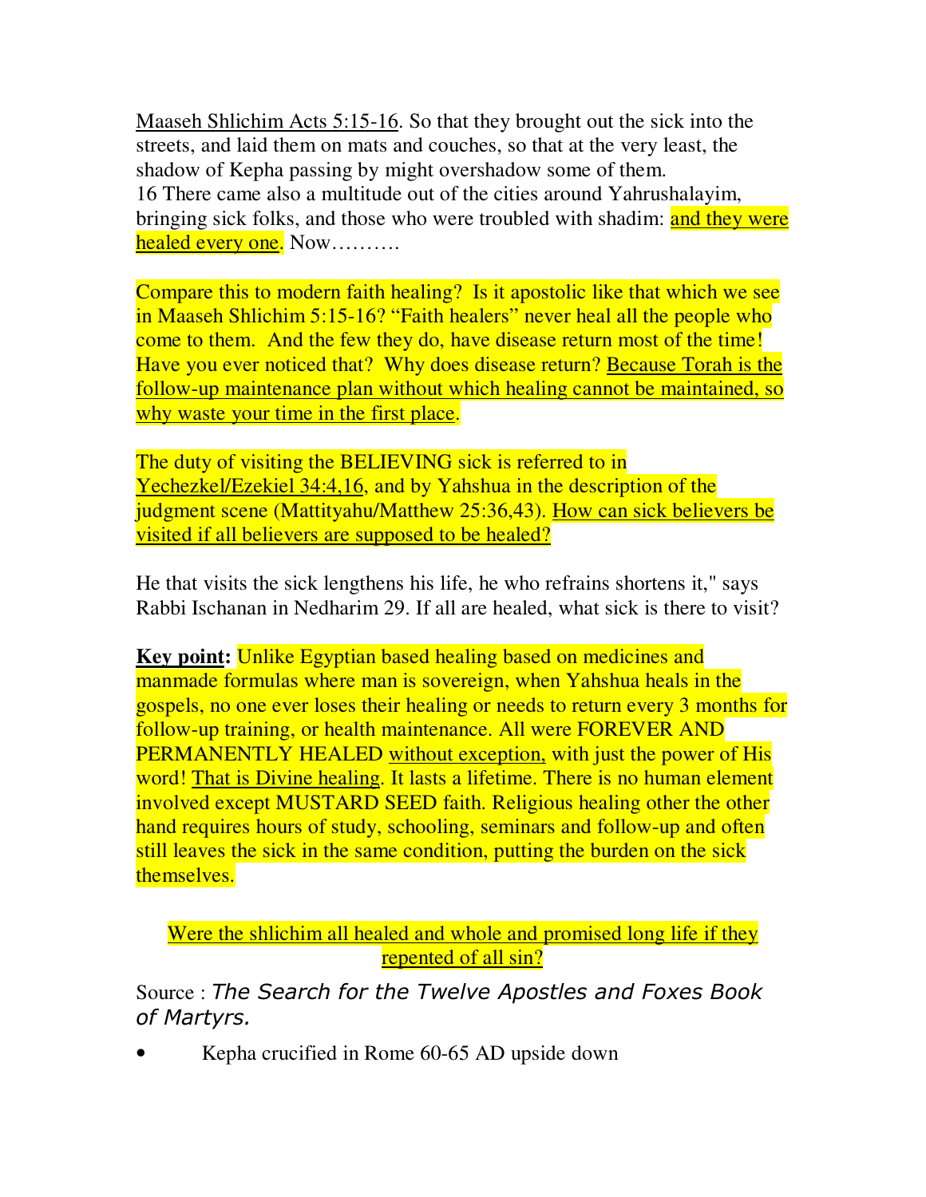Maaseh Shlichim Acts 5:15-16. So that they brought out the sick into the streets, and laid them on mats and couches, so that at the very least, the shadow of Kepha passing by might overshadow some of them.
16 There came also a multitude out of the cities around Yahrushalayim, bringing sick folks, and those who were troubled with shadim: and they were healed every one. Now……….

Compare this to modern faith healing? Is it apostolic like that which we see in Maaseh Shlichim 5:15-16? "Faith healers" never heal all the people who come to them. And the few they do, have disease return most of the time! Have you ever noticed that? Why does disease return? Because Torah is the follow-up maintenance plan without which healing cannot be maintained, so why waste your time in the first place.

The duty of visiting the BELIEVING sick is referred to in Yechezkel/Ezekiel 34:4,16, and by Yahshua in the description of the judgment scene (Mattityahu/Matthew 25:36,43). How can sick believers be visited if all believers are supposed to be healed?

He that visits the sick lengthens his life, he who refrains shortens it," says Rabbi Ischanan in Nedharim 29. If all are healed, what sick is there to visit?

**Key point:** Unlike Egyptian based healing based on medicines and manmade formulas where man is sovereign, when Yahshua heals in the gospels, no one ever loses their healing or needs to return every 3 months for follow-up training, or health maintenance. All were FOREVER AND PERMANENTLY HEALED without exception, with just the power of His word! That is Divine healing. It lasts a lifetime. There is no human element involved except MUSTARD SEED faith. Religious healing other the other hand requires hours of study, schooling, seminars and follow-up and often still leaves the sick in the same condition, putting the burden on the sick themselves.

Were the shlichim all healed and whole and promised long life if they repented of all sin?

Source : *The Search for the Twelve Apostles and Foxes Book of Martyrs.*

- Kepha crucified in Rome 60-65 AD upside down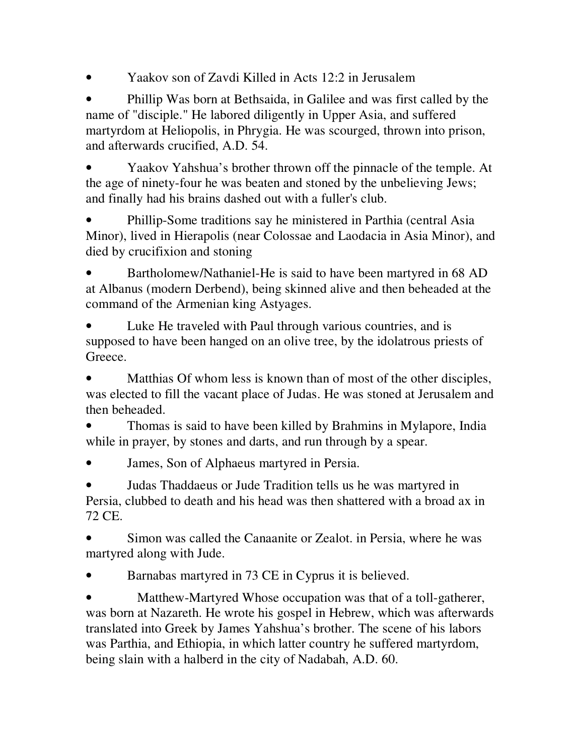- Yaakov son of Zavdi Killed in Acts 12:2 in Jerusalem
- Phillip Was born at Bethsaida, in Galilee and was first called by the name of "disciple." He labored diligently in Upper Asia, and suffered martyrdom at Heliopolis, in Phrygia. He was scourged, thrown into prison, and afterwards crucified, A.D. 54.
- Yaakov Yahshua's brother thrown off the pinnacle of the temple. At the age of ninety-four he was beaten and stoned by the unbelieving Jews; and finally had his brains dashed out with a fuller's club.
- Phillip-Some traditions say he ministered in Parthia (central Asia Minor), lived in Hierapolis (near Colossae and Laodacia in Asia Minor), and died by crucifixion and stoning
- Bartholomew/Nathaniel-He is said to have been martyred in 68 AD at Albanus (modern Derbend), being skinned alive and then beheaded at the command of the Armenian king Astyages.
- Luke He traveled with Paul through various countries, and is supposed to have been hanged on an olive tree, by the idolatrous priests of Greece.
- Matthias Of whom less is known than of most of the other disciples, was elected to fill the vacant place of Judas. He was stoned at Jerusalem and then beheaded.
- Thomas is said to have been killed by Brahmins in Mylapore, India while in prayer, by stones and darts, and run through by a spear.
- James, Son of Alphaeus martyred in Persia.
- Judas Thaddaeus or Jude Tradition tells us he was martyred in Persia, clubbed to death and his head was then shattered with a broad ax in 72 CE.
- Simon was called the Canaanite or Zealot. in Persia, where he was martyred along with Jude.
- Barnabas martyred in 73 CE in Cyprus it is believed.
- Matthew-Martyred Whose occupation was that of a toll-gatherer, was born at Nazareth. He wrote his gospel in Hebrew, which was afterwards translated into Greek by James Yahshua's brother. The scene of his labors was Parthia, and Ethiopia, in which latter country he suffered martyrdom, being slain with a halberd in the city of Nadabah, A.D. 60.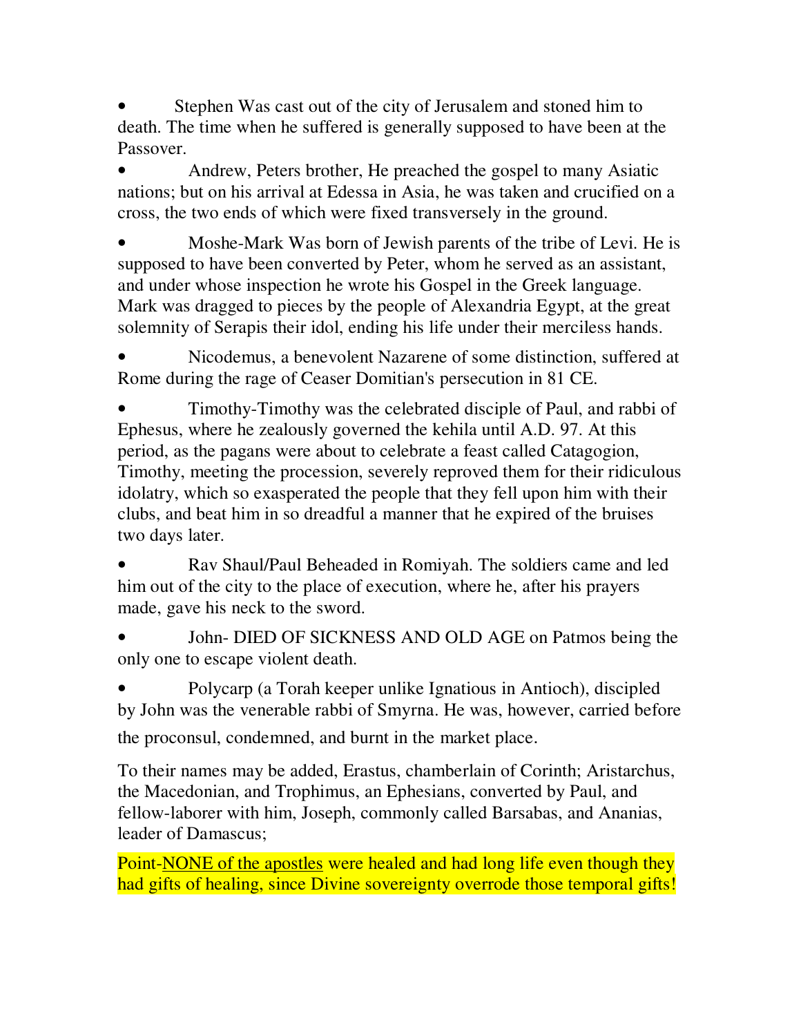- Stephen Was cast out of the city of Jerusalem and stoned him to death. The time when he suffered is generally supposed to have been at the Passover.

- Andrew, Peters brother, He preached the gospel to many Asiatic nations; but on his arrival at Edessa in Asia, he was taken and crucified on a cross, the two ends of which were fixed transversely in the ground.

- Moshe-Mark Was born of Jewish parents of the tribe of Levi. He is supposed to have been converted by Peter, whom he served as an assistant, and under whose inspection he wrote his Gospel in the Greek language. Mark was dragged to pieces by the people of Alexandria Egypt, at the great solemnity of Serapis their idol, ending his life under their merciless hands.

- Nicodemus, a benevolent Nazarene of some distinction, suffered at Rome during the rage of Ceaser Domitian's persecution in 81 CE.

- Timothy-Timothy was the celebrated disciple of Paul, and rabbi of Ephesus, where he zealously governed the kehila until A.D. 97. At this period, as the pagans were about to celebrate a feast called Catagogion, Timothy, meeting the procession, severely reproved them for their ridiculous idolatry, which so exasperated the people that they fell upon him with their clubs, and beat him in so dreadful a manner that he expired of the bruises two days later.

- Rav Shaul/Paul Beheaded in Romiyah. The soldiers came and led him out of the city to the place of execution, where he, after his prayers made, gave his neck to the sword.

- John- DIED OF SICKNESS AND OLD AGE on Patmos being the only one to escape violent death.

- Polycarp (a Torah keeper unlike Ignatious in Antioch), discipled by John was the venerable rabbi of Smyrna. He was, however, carried before the proconsul, condemned, and burnt in the market place.

To their names may be added, Erastus, chamberlain of Corinth; Aristarchus, the Macedonian, and Trophimus, an Ephesians, converted by Paul, and fellow-laborer with him, Joseph, commonly called Barsabas, and Ananias, leader of Damascus;

Point-NONE of the apostles were healed and had long life even though they had gifts of healing, since Divine sovereignty overrode those temporal gifts!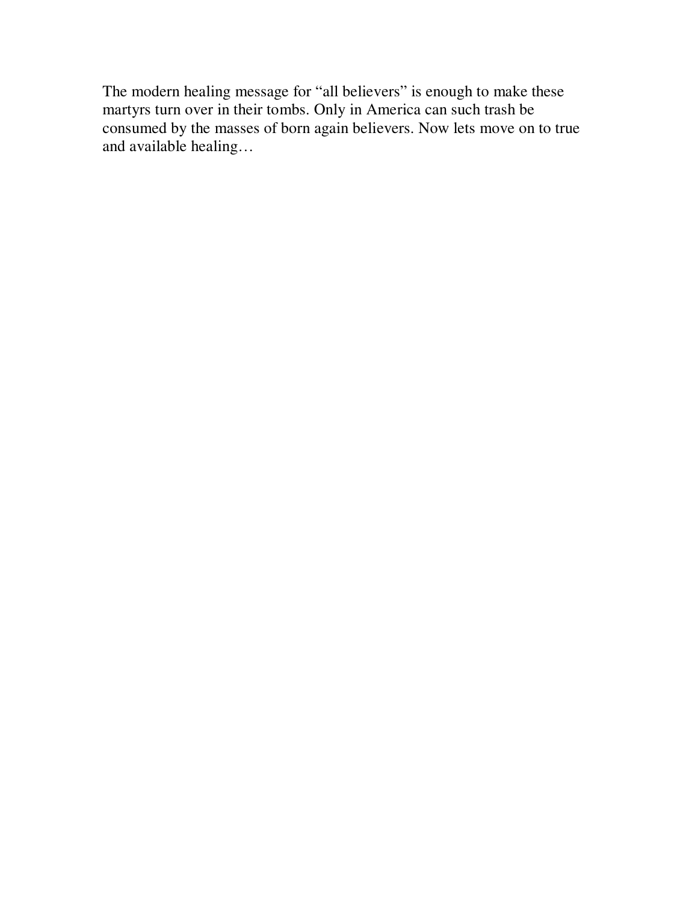The modern healing message for “all believers” is enough to make these martyrs turn over in their tombs. Only in America can such trash be consumed by the masses of born again believers. Now lets move on to true and available healing…